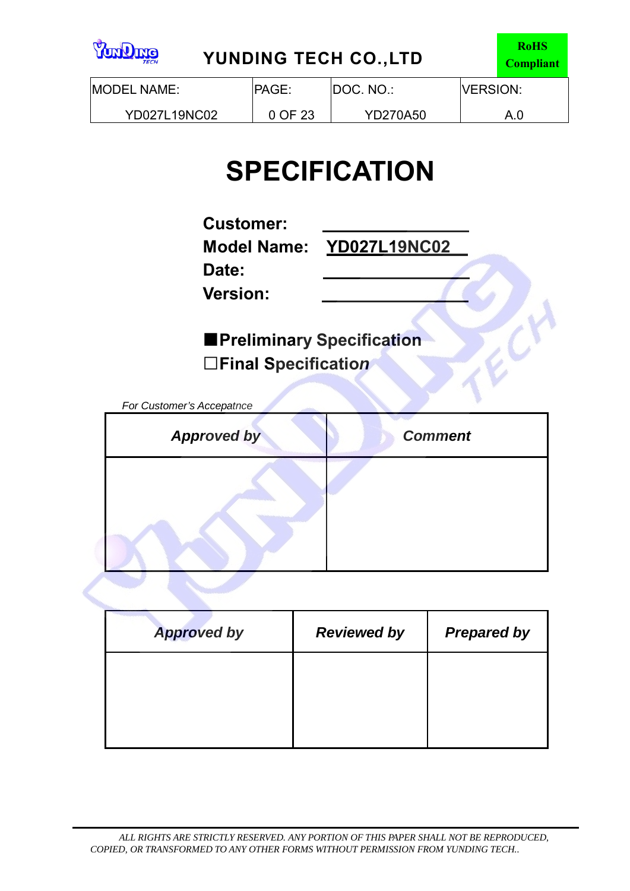YUNDING TECH CO.,LTD

RoHS Compliant

| MODEL NAME: | PAGE: | DOC. NO.: | VERSION: |
|---|---|---|---|
| YD027L19NC02 | 0 OF 23 | YD270A50 | A.0 |

# SPECIFICATION

**Customer:** ____________

**Model Name:** **YD027L19NC02**

**Date:** ____________

**Version:** ____________

■**Preliminary Specification**

☐**Final Specification**

*For Customer's Accepatnce*

| *Approved by* | *Comment* |
|---|---|
| | |

| *Approved by* | *Reviewed by* | *Prepared by* |
|---|---|---|
| | | |

*ALL RIGHTS ARE STRICTLY RESERVED. ANY PORTION OF THIS PAPER SHALL NOT BE REPRODUCED, COPIED, OR TRANSFORMED TO ANY OTHER FORMS WITHOUT PERMISSION FROM YUNDING TECH..*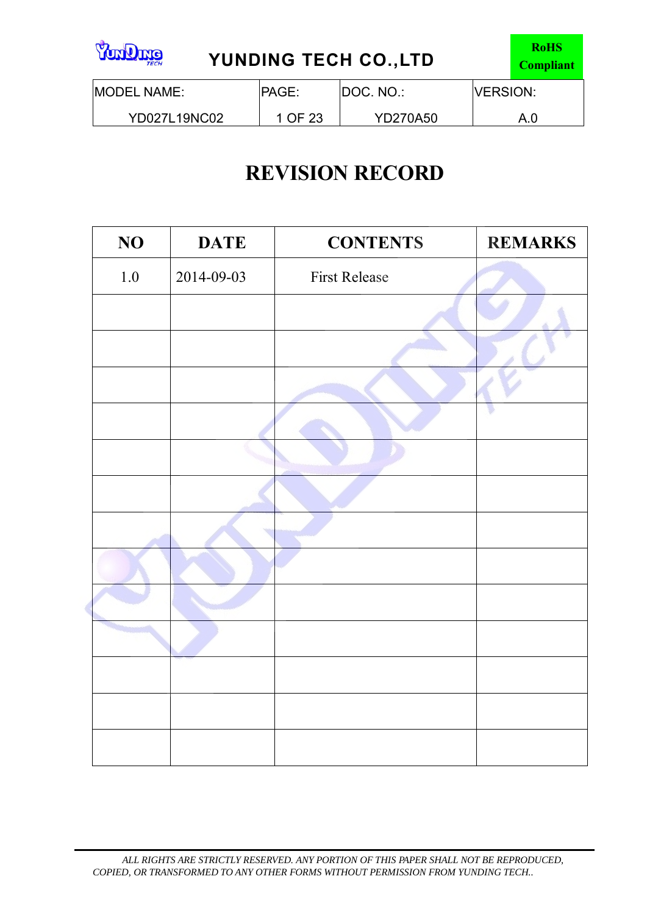| MODEL NAME: | PAGE: | DOC. NO.: | VERSION: |
|---|---|---|---|
| YD027L19NC02 | 1 OF 23 | YD270A50 | A.0 |

# REVISION RECORD

| NO | DATE | CONTENTS | REMARKS |
|---|---|---|---|
| 1.0 | 2014-09-03 | First Release | |
| | | | |
| | | | |
| | | | |
| | | | |
| | | | |
| | | | |
| | | | |
| | | | |
| | | | |
| | | | |
| | | | |
| | | | |
| | | | |

*ALL RIGHTS ARE STRICTLY RESERVED. ANY PORTION OF THIS PAPER SHALL NOT BE REPRODUCED, COPIED, OR TRANSFORMED TO ANY OTHER FORMS WITHOUT PERMISSION FROM YUNDING TECH..*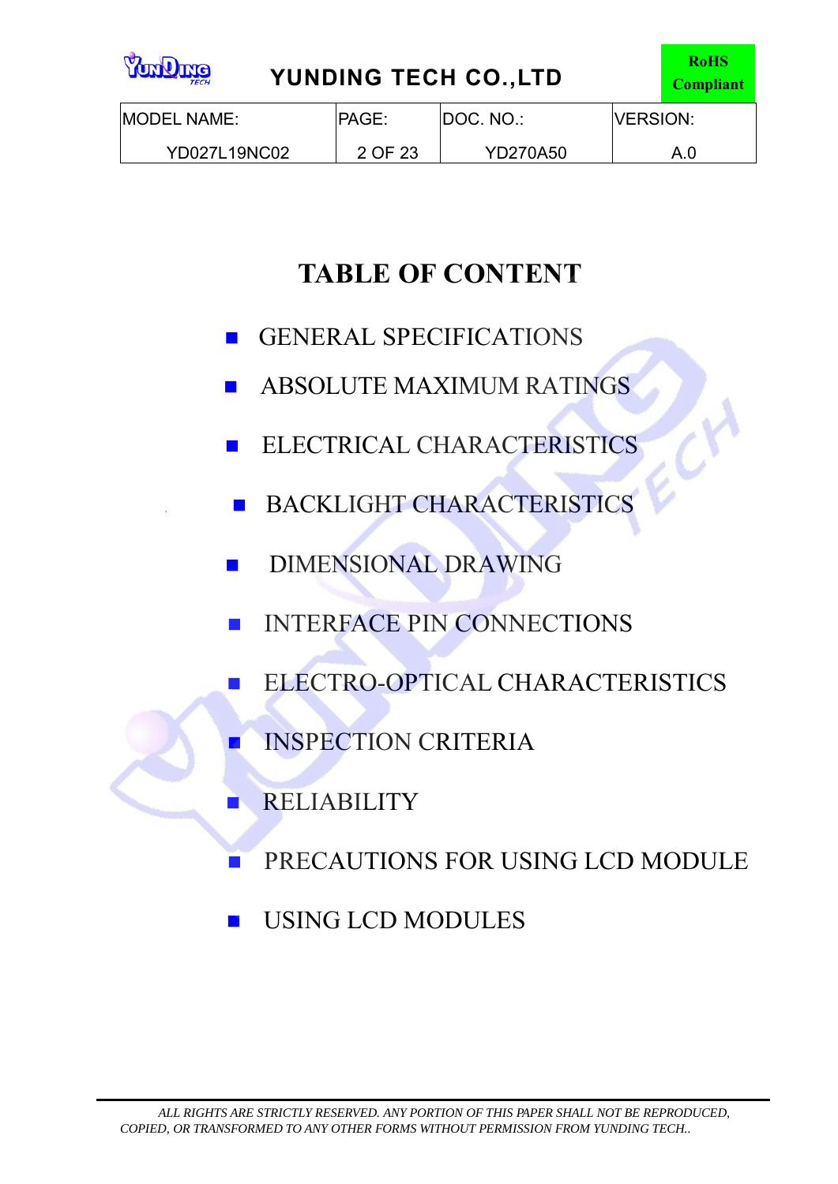# TABLE OF CONTENT

- GENERAL SPECIFICATIONS
- ABSOLUTE MAXIMUM RATINGS
- ELECTRICAL CHARACTERISTICS
- BACKLIGHT CHARACTERISTICS
- DIMENSIONAL DRAWING
- INTERFACE PIN CONNECTIONS
- ELECTRO-OPTICAL CHARACTERISTICS
- INSPECTION CRITERIA
- RELIABILITY
- PRECAUTIONS FOR USING LCD MODULE
- USING LCD MODULES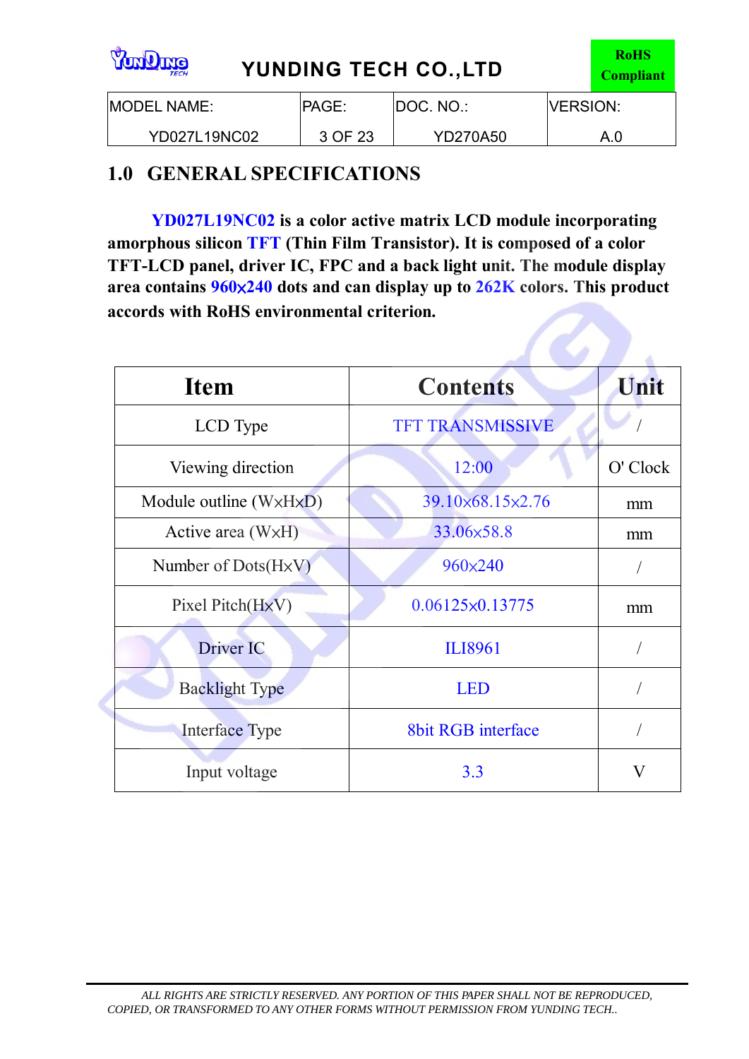## 1.0 GENERAL SPECIFICATIONS

**YD027L19NC02 is a color active matrix LCD module incorporating amorphous silicon TFT (Thin Film Transistor). It is composed of a color TFT-LCD panel, driver IC, FPC and a back light unit. The module display area contains 960×240 dots and can display up to 262K colors. This product accords with RoHS environmental criterion.**

| Item | Contents | Unit |
|---|---|---|
| LCD Type | TFT TRANSMISSIVE | / |
| Viewing direction | 12:00 | O' Clock |
| Module outline (W×H×D) | 39.10×68.15×2.76 | mm |
| Active area (W×H) | 33.06×58.8 | mm |
| Number of Dots(H×V) | 960×240 | / |
| Pixel Pitch(H×V) | 0.06125×0.13775 | mm |
| Driver IC | ILI8961 | / |
| Backlight Type | LED | / |
| Interface Type | 8bit RGB interface | / |
| Input voltage | 3.3 | V |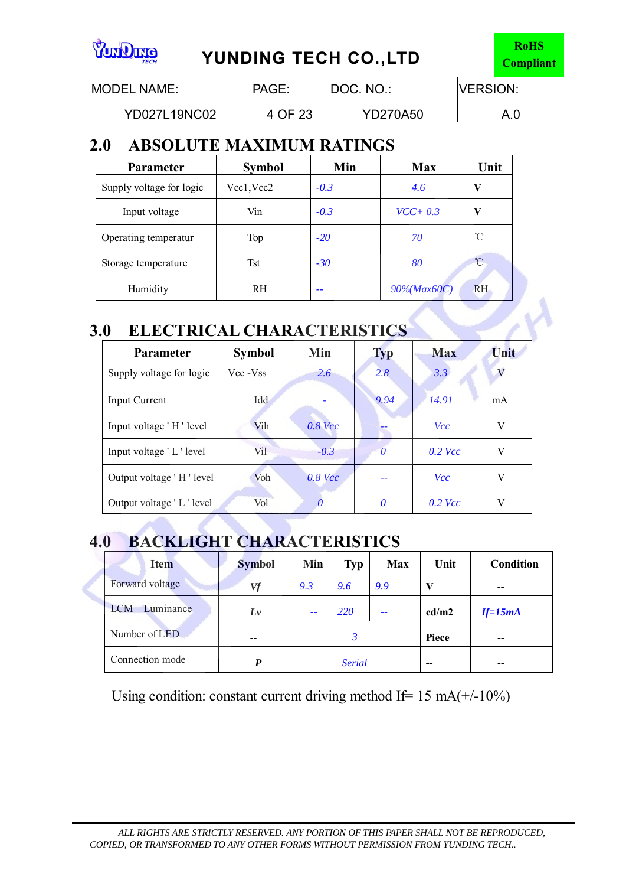| MODEL NAME: | PAGE: | DOC. NO.: | VERSION: |
|---|---|---|---|
| YD027L19NC02 | 4 OF 23 | YD270A50 | A.0 |

## 2.0 ABSOLUTE MAXIMUM RATINGS

| Parameter | Symbol | Min | Max | Unit |
|---|---|---|---|---|
| Supply voltage for logic | Vcc1,Vcc2 | -0.3 | 4.6 | V |
| Input voltage | Vin | -0.3 | VCC+ 0.3 | V |
| Operating temperatur | Top | -20 | 70 | ℃ |
| Storage temperature | Tst | -30 | 80 | ℃ |
| Humidity | RH | -- | 90%(Max60C) | RH |

## 3.0 ELECTRICAL CHARACTERISTICS

| Parameter | Symbol | Min | Typ | Max | Unit |
|---|---|---|---|---|---|
| Supply voltage for logic | Vcc -Vss | 2.6 | 2.8 | 3.3 | V |
| Input Current | Idd | - | 9.94 | 14.91 | mA |
| Input voltage ' H ' level | Vih | 0.8 Vcc | -- | Vcc | V |
| Input voltage ' L ' level | Vil | -0.3 | 0 | 0.2 Vcc | V |
| Output voltage ' H ' level | Voh | 0.8 Vcc | -- | Vcc | V |
| Output voltage ' L ' level | Vol | 0 | 0 | 0.2 Vcc | V |

## 4.0 BACKLIGHT CHARACTERISTICS

| Item | Symbol | Min | Typ | Max | Unit | Condition |
|---|---|---|---|---|---|---|
| Forward voltage | Vf | 9.3 | 9.6 | 9.9 | V | -- |
| LCM Luminance | Lv | -- | 220 | -- | cd/m2 | If=15mA |
| Number of LED | -- | | 3 | | Piece | -- |
| Connection mode | P | | Serial | | -- | -- |

Using condition: constant current driving method If= 15 mA(+/-10%)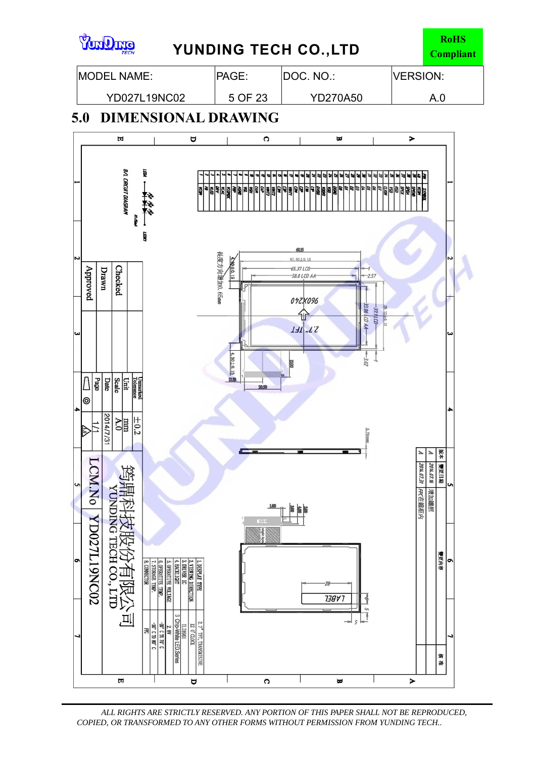| MODEL NAME: | PAGE: | DOC. NO.: | VERSION: |
|---|---|---|---|
| YD027L19NC02 | 5 OF 23 | YD270A50 | A.0 |

## 5.0 DIMENSIONAL DRAWING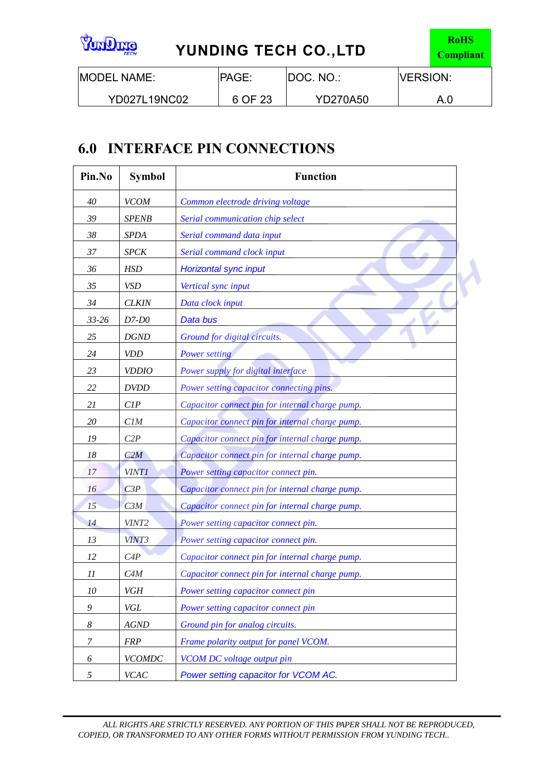## 6.0 INTERFACE PIN CONNECTIONS

| Pin.No | Symbol | Function |
|---|---|---|
| 40 | VCOM | Common electrode driving voltage |
| 39 | SPENB | Serial communication chip select |
| 38 | SPDA | Serial command data input |
| 37 | SPCK | Serial command clock input |
| 36 | HSD | Horizontal sync input |
| 35 | VSD | Vertical sync input |
| 34 | CLKIN | Data clock input |
| 33-26 | D7-D0 | Data bus |
| 25 | DGND | Ground for digital circuits. |
| 24 | VDD | Power setting |
| 23 | VDDIO | Power supply for digital interface |
| 22 | DVDD | Power setting capacitor connecting pins. |
| 21 | C1P | Capacitor connect pin for internal charge pump. |
| 20 | C1M | Capacitor connect pin for internal charge pump. |
| 19 | C2P | Capacitor connect pin for internal charge pump. |
| 18 | C2M | Capacitor connect pin for internal charge pump. |
| 17 | VINT1 | Power setting capacitor connect pin. |
| 16 | C3P | Capacitor connect pin for internal charge pump. |
| 15 | C3M | Capacitor connect pin for internal charge pump. |
| 14 | VINT2 | Power setting capacitor connect pin. |
| 13 | VINT3 | Power setting capacitor connect pin. |
| 12 | C4P | Capacitor connect pin for internal charge pump. |
| 11 | C4M | Capacitor connect pin for internal charge pump. |
| 10 | VGH | Power setting capacitor connect pin |
| 9 | VGL | Power setting capacitor connect pin |
| 8 | AGND | Ground pin for analog circuits. |
| 7 | FRP | Frame polarity output for panel VCOM. |
| 6 | VCOMDC | VCOM DC voltage output pin |
| 5 | VCAC | Power setting capacitor for VCOM AC. |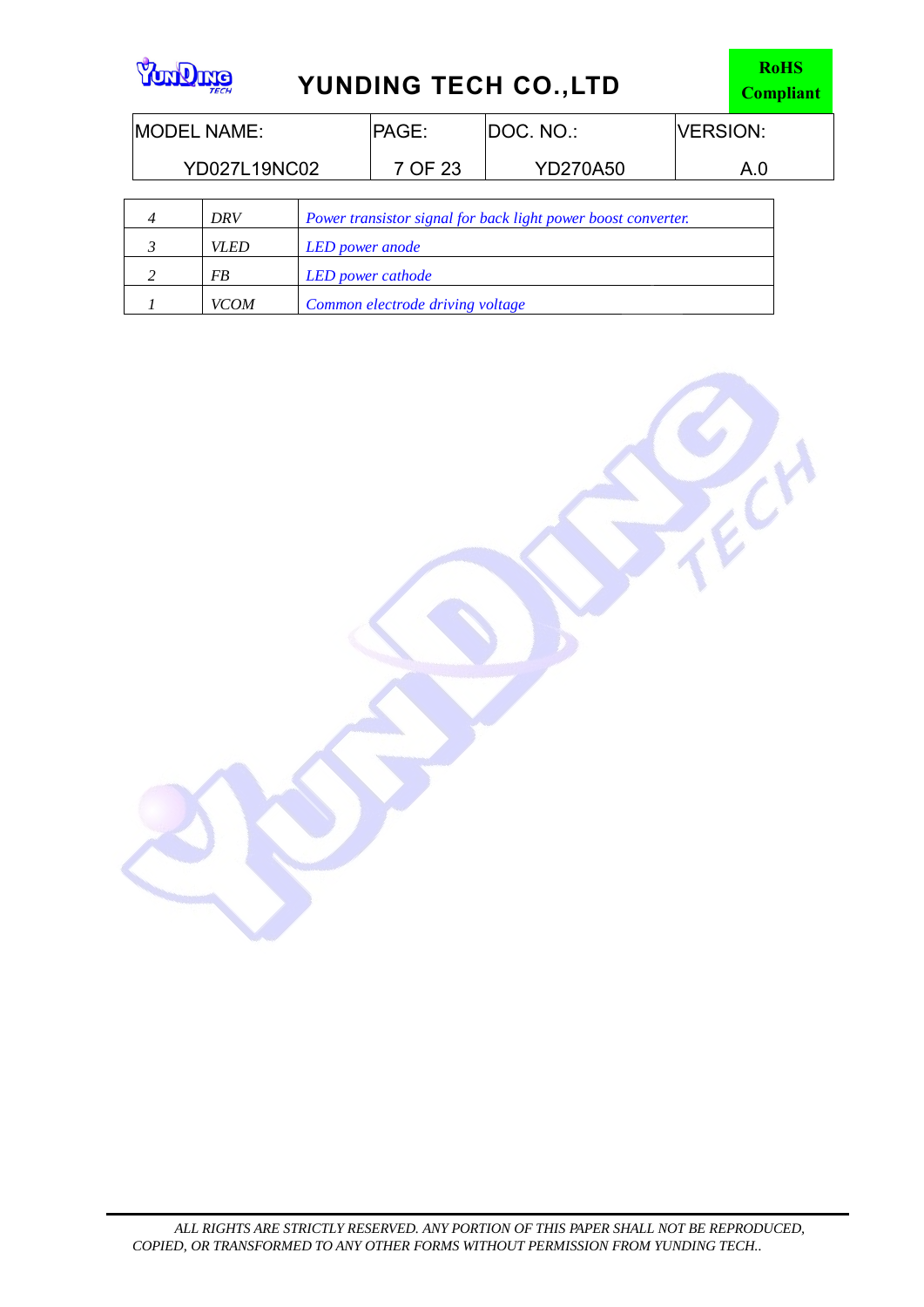| 4 | DRV | Power transistor signal for back light power boost converter. |
|---|---|---|
| 3 | VLED | LED power anode |
| 2 | FB | LED power cathode |
| 1 | VCOM | Common electrode driving voltage |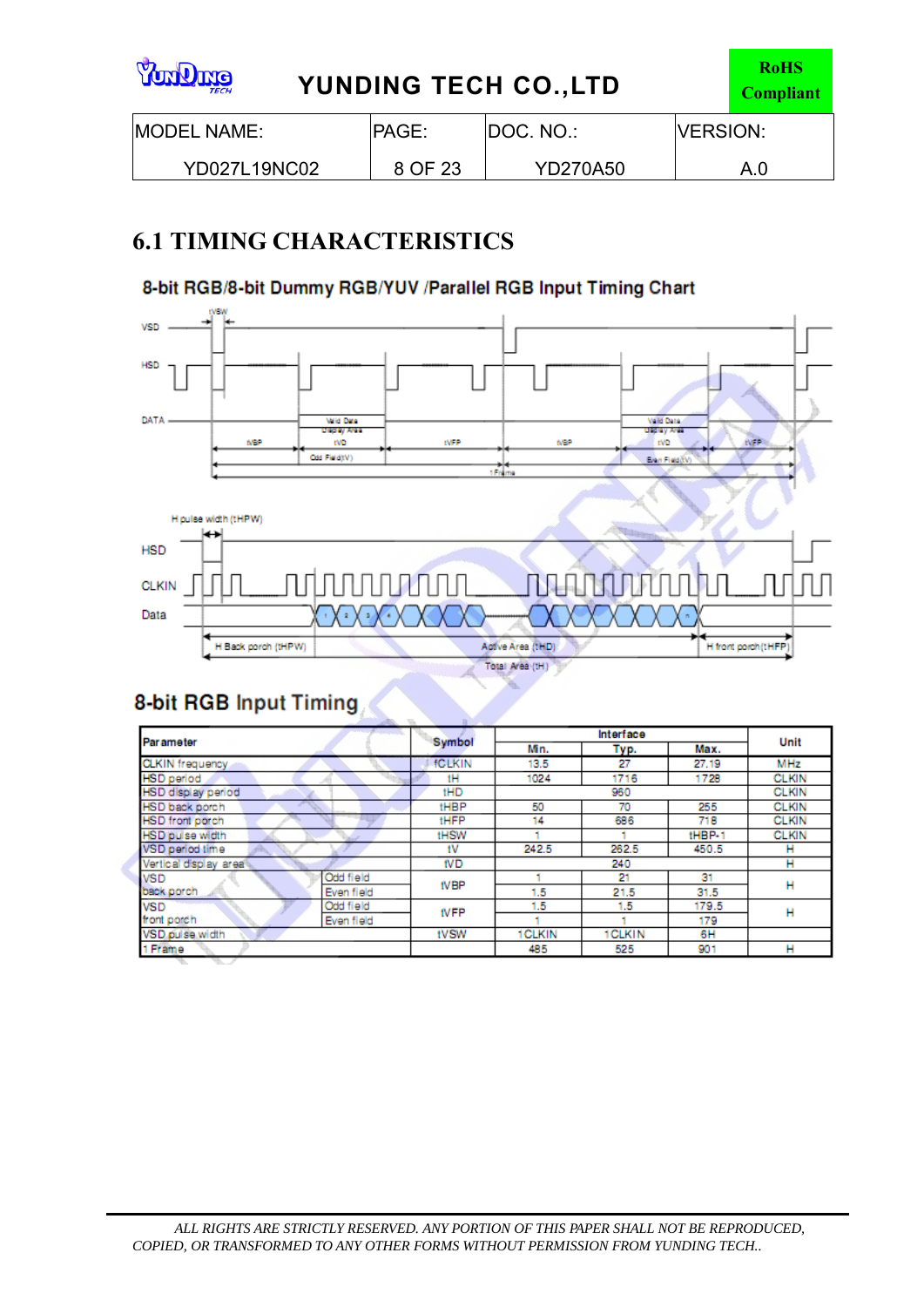## 6.1 TIMING CHARACTERISTICS

### 8-bit RGB/8-bit Dummy RGB/YUV /Parallel RGB Input Timing Chart

### 8-bit RGB Input Timing

| Parameter | | Symbol | Min. | Typ. | Max. | Unit |
|---|---|---|---|---|---|---|
| CLKIN frequency | | fCLKIN | 13.5 | 27 | 27.19 | MHz |
| HSD period | | tH | 1024 | 1716 | 1728 | CLKIN |
| HSD display period | | tHD | | 960 | | CLKIN |
| HSD back porch | | tHBP | 50 | 70 | 255 | CLKIN |
| HSD front porch | | tHFP | 14 | 686 | 718 | CLKIN |
| HSD pulse width | | tHSW | 1 | 1 | tHBP-1 | CLKIN |
| VSD period time | | tV | 242.5 | 262.5 | 450.5 | H |
| Vertical display area | | tVD | | 240 | | H |
| VSD back porch | Odd field | tVBP | 1 | 21 | 31 | H |
| | Even field | | 1.5 | 21.5 | 31.5 | |
| VSD front porch | Odd field | tVFP | 1.5 | 1.5 | 179.5 | H |
| | Even field | | 1 | 1 | 179 | |
| VSD pulse width | | tVSW | 1CLKIN | 1CLKIN | 6H | |
| 1 Frame | | | 485 | 525 | 901 | H |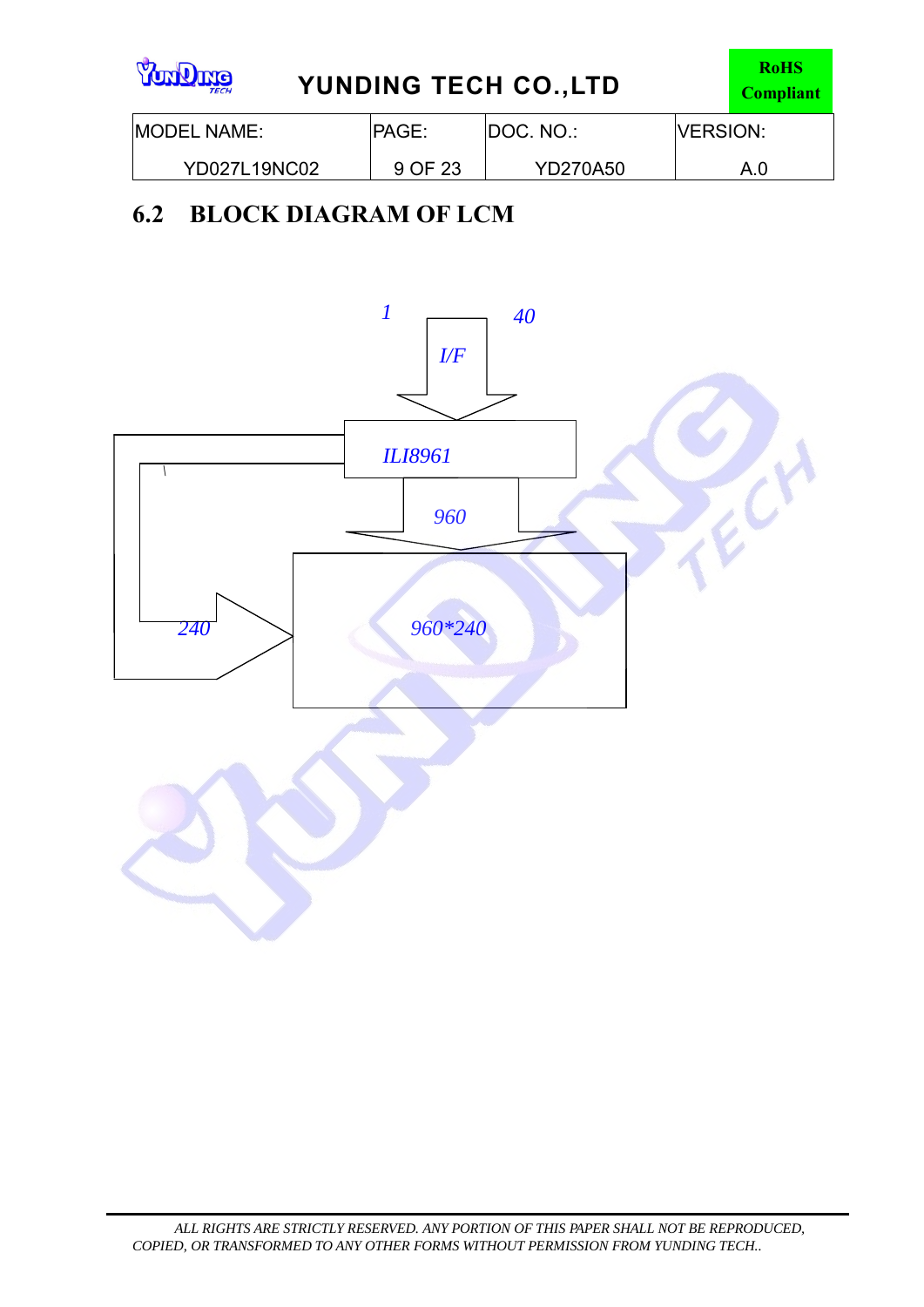## 6.2 BLOCK DIAGRAM OF LCM

1

40

I/F

ILI8961

960

240

960*240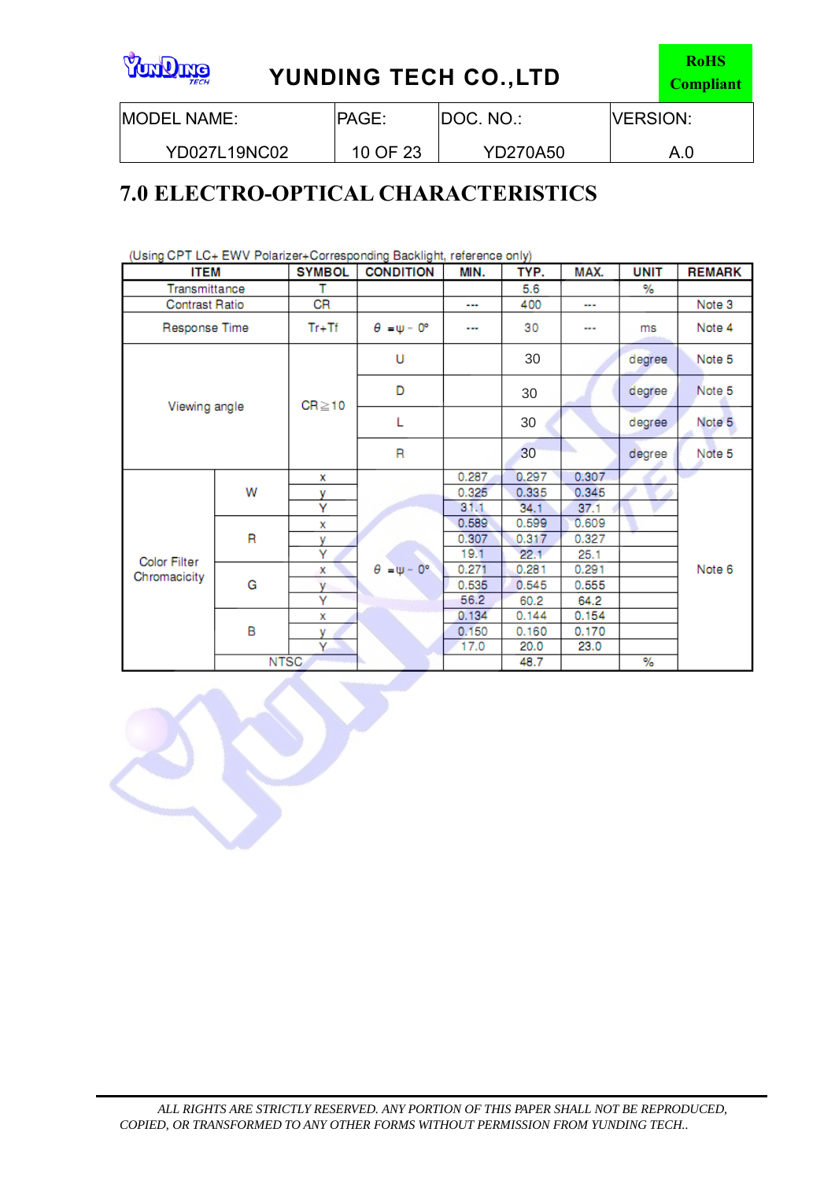## 7.0 ELECTRO-OPTICAL CHARACTERISTICS

(Using CPT LC+ EWV Polarizer+Corresponding Backlight, reference only)

| ITEM | | SYMBOL | CONDITION | MIN. | TYP. | MAX. | UNIT | REMARK |
|---|---|---|---|---|---|---|---|---|
| Transmittance | | T | | | 5.6 | | % | |
| Contrast Ratio | | CR | | --- | 400 | --- | | Note 3 |
| Response Time | | Tr+Tf | θ =ψ = 0° | --- | 30 | --- | ms | Note 4 |
| Viewing angle | | CR≧10 | U | | 30 | | degree | Note 5 |
| | | | D | | 30 | | degree | Note 5 |
| | | | L | | 30 | | degree | Note 5 |
| | | | R | | 30 | | degree | Note 5 |
| Color Filter Chromacicity | W | x | θ =ψ = 0° | 0.287 | 0.297 | 0.307 | | Note 6 |
| | | y | | 0.325 | 0.335 | 0.345 | | |
| | | Y | | 31.1 | 34.1 | 37.1 | | |
| | R | x | | 0.589 | 0.599 | 0.609 | | |
| | | y | | 0.307 | 0.317 | 0.327 | | |
| | | Y | | 19.1 | 22.1 | 25.1 | | |
| | G | x | | 0.271 | 0.281 | 0.291 | | |
| | | y | | 0.535 | 0.545 | 0.555 | | |
| | | Y | | 56.2 | 60.2 | 64.2 | | |
| | B | x | | 0.134 | 0.144 | 0.154 | | |
| | | y | | 0.150 | 0.160 | 0.170 | | |
| | | Y | | 17.0 | 20.0 | 23.0 | | |
| | NTSC | | | | 48.7 | | % | |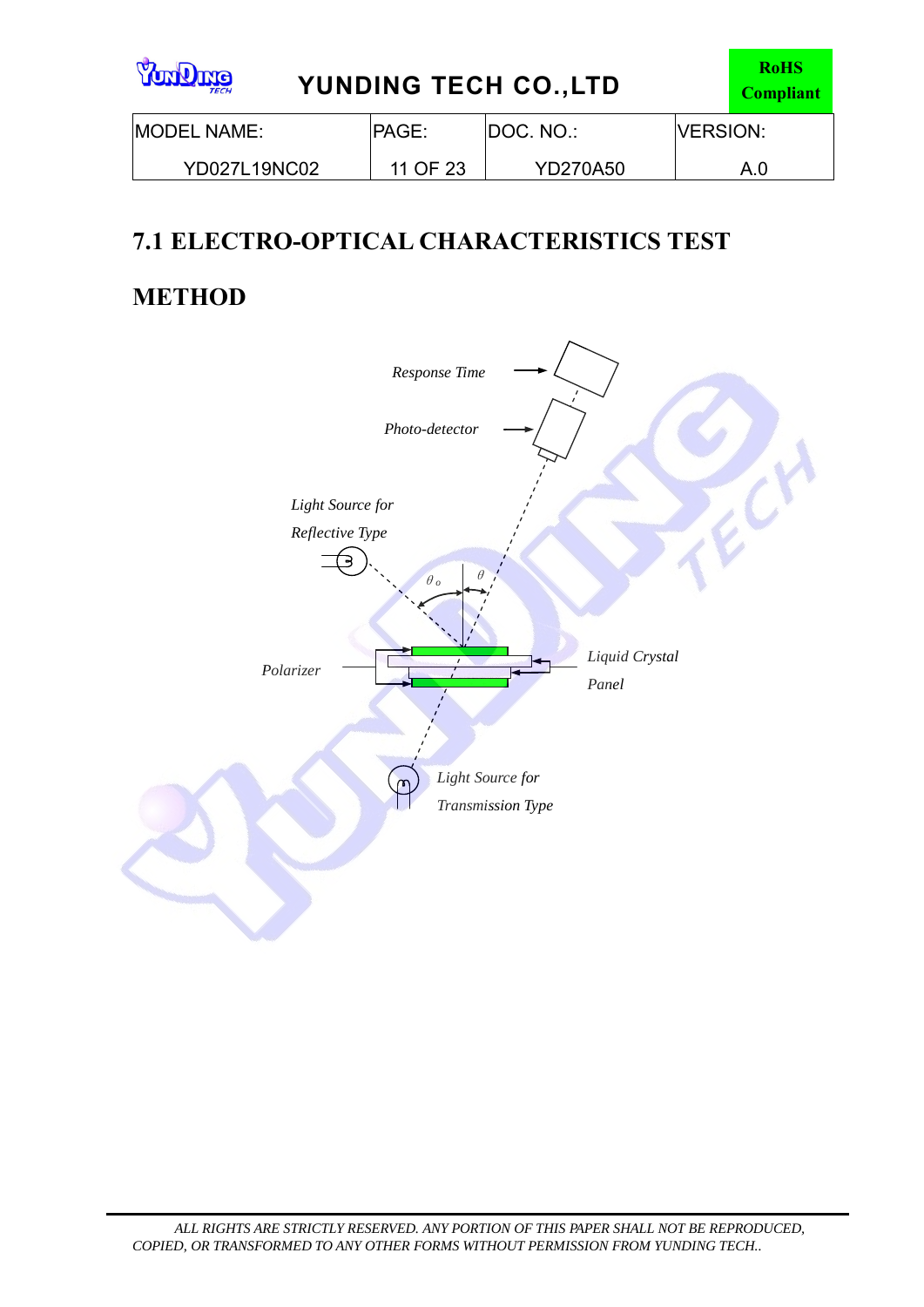## 7.1 ELECTRO-OPTICAL CHARACTERISTICS TEST METHOD

*Response Time*

*Photo-detector*

*Light Source for Reflective Type*

$\theta_o$ $\theta$

*Polarizer*

*Liquid Crystal Panel*

*Light Source for Transmission Type*

*ALL RIGHTS ARE STRICTLY RESERVED. ANY PORTION OF THIS PAPER SHALL NOT BE REPRODUCED, COPIED, OR TRANSFORMED TO ANY OTHER FORMS WITHOUT PERMISSION FROM YUNDING TECH..*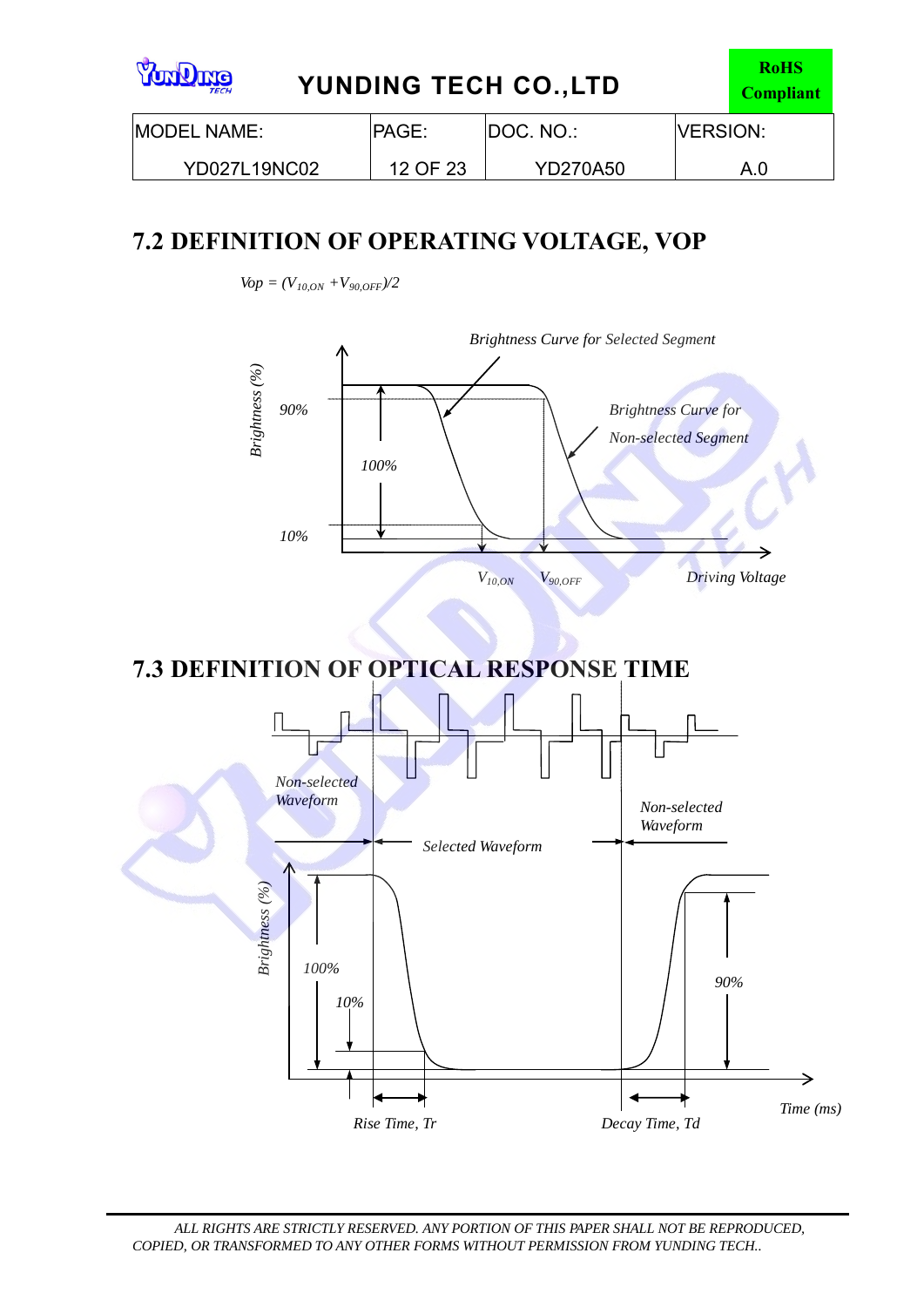## 7.2 DEFINITION OF OPERATING VOLTAGE, VOP

$Vop = (V_{10,ON} + V_{90,OFF})/2$

Brightness Curve for Selected Segment

Brightness Curve for Non-selected Segment

Brightness (%)

90%

100%

10%

$V_{10,ON}$ $V_{90,OFF}$ Driving Voltage

## 7.3 DEFINITION OF OPTICAL RESPONSE TIME

Non-selected Waveform

Selected Waveform

Non-selected Waveform

Brightness (%)

100%

10%

90%

Rise Time, Tr

Decay Time, Td

Time (ms)

*ALL RIGHTS ARE STRICTLY RESERVED. ANY PORTION OF THIS PAPER SHALL NOT BE REPRODUCED, COPIED, OR TRANSFORMED TO ANY OTHER FORMS WITHOUT PERMISSION FROM YUNDING TECH..*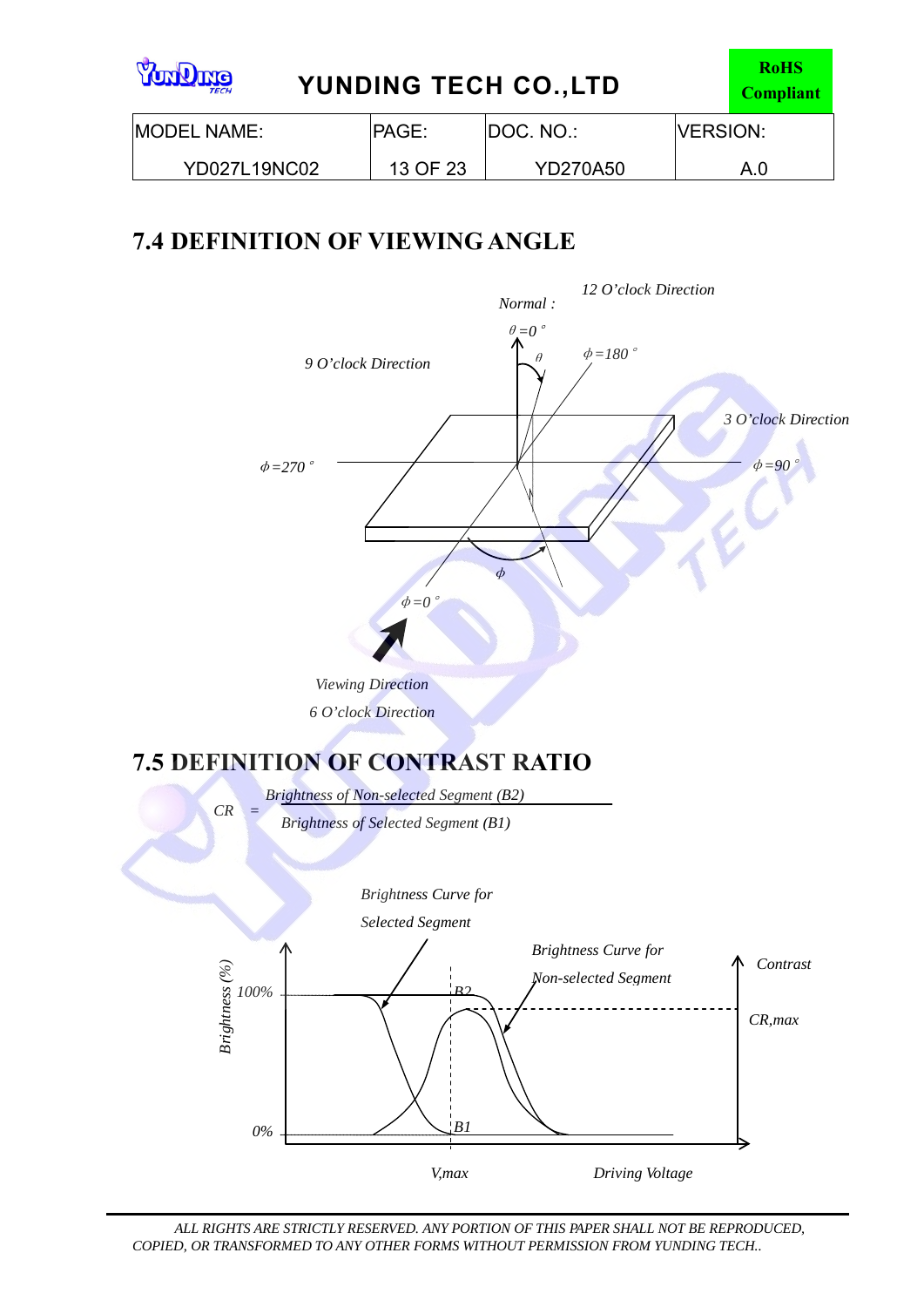## 7.4 DEFINITION OF VIEWING ANGLE

*12 O'clock Direction*

*Normal :*

$\theta = 0°$

$\theta$

$\phi = 180°$

*9 O'clock Direction*

*3 O'clock Direction*

$\phi = 270°$

$\phi = 90°$

$\phi$

$\phi = 0°$

*Viewing Direction*

*6 O'clock Direction*

## 7.5 DEFINITION OF CONTRAST RATIO

$$CR = \frac{\text{Brightness of Non-selected Segment (B2)}}{\text{Brightness of Selected Segment (B1)}}$$

*Brightness Curve for Selected Segment*

*Brightness Curve for Non-selected Segment*

*Brightness (%)*

*100%*

*0%*

*B2*

*B1*

*Contrast*

*CR,max*

*V,max*

*Driving Voltage*

---

*ALL RIGHTS ARE STRICTLY RESERVED. ANY PORTION OF THIS PAPER SHALL NOT BE REPRODUCED, COPIED, OR TRANSFORMED TO ANY OTHER FORMS WITHOUT PERMISSION FROM YUNDING TECH..*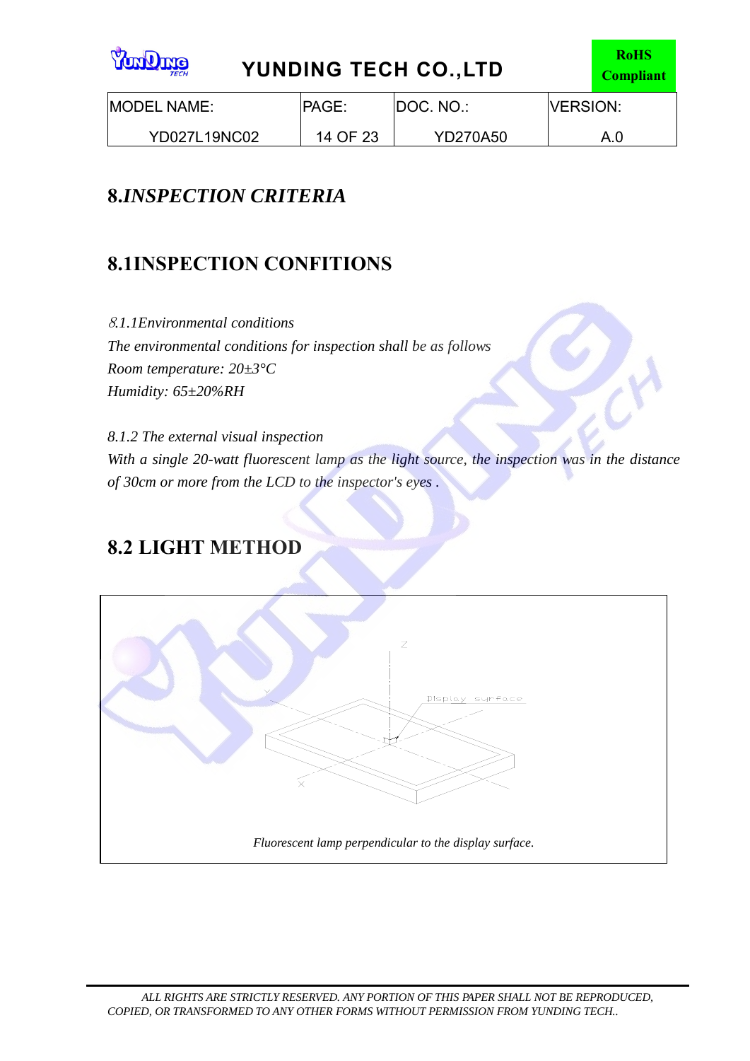## 8.*INSPECTION CRITERIA*

## 8.1INSPECTION CONFITIONS

*8.1.1Environmental conditions*

*The environmental conditions for inspection shall be as follows*

*Room temperature: 20±3°C*

*Humidity: 65±20%RH*

*8.1.2 The external visual inspection*

*With a single 20-watt fluorescent lamp as the light source, the inspection was in the distance of 30cm or more from the LCD to the inspector's eyes .*

## 8.2 LIGHT METHOD

Z

Y

Display surface

X

*Fluorescent lamp perpendicular to the display surface.*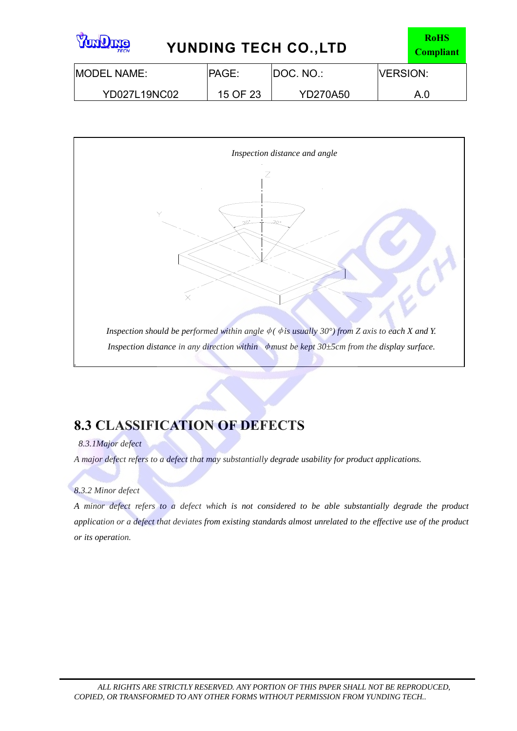*Inspection distance and angle*

*Inspection should be performed within angle $\phi$( $\phi$is usually 30°) from Z axis to each X and Y.*

*Inspection distance in any direction within $\phi$must be kept 30±5cm from the display surface.*

## 8.3 CLASSIFICATION OF DEFECTS

*8.3.1Major defect*

*A major defect refers to a defect that may substantially degrade usability for product applications.*

*8.3.2 Minor defect*

*A minor defect refers to a defect which is not considered to be able substantially degrade the product application or a defect that deviates from existing standards almost unrelated to the effective use of the product or its operation.*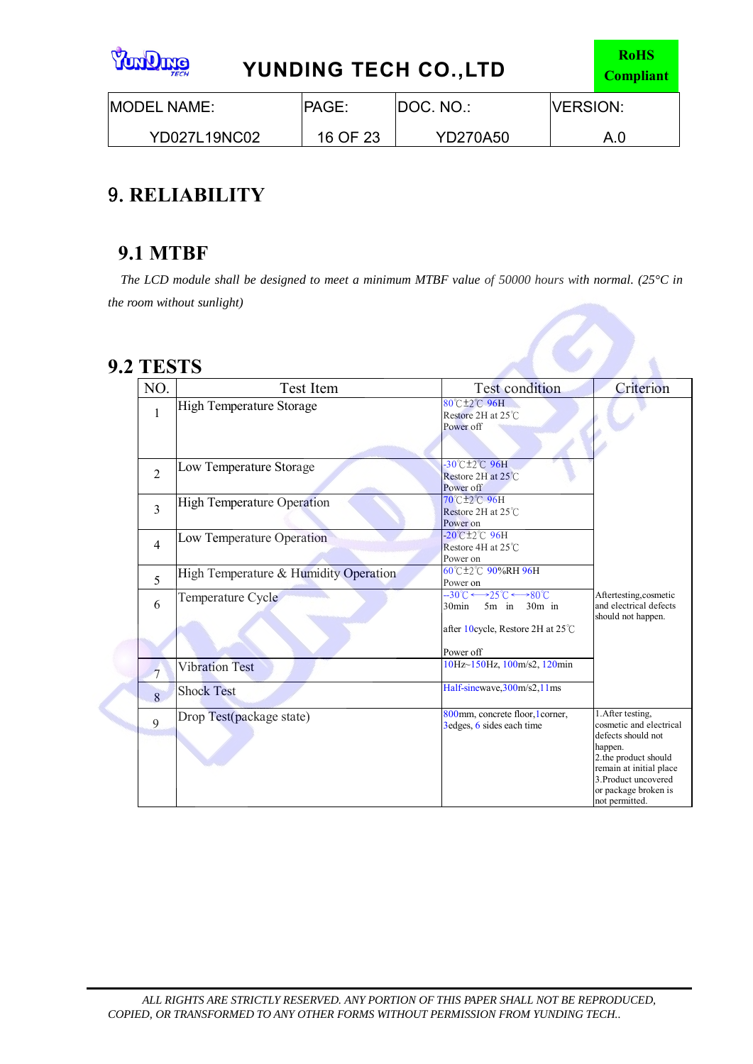# 9. RELIABILITY

## 9.1 MTBF

*The LCD module shall be designed to meet a minimum MTBF value of 50000 hours with normal. (25°C in the room without sunlight)*

## 9.2 TESTS

| NO. | Test Item | Test condition | Criterion |
|---|---|---|---|
| 1 | High Temperature Storage | 80℃±2℃ 96H<br>Restore 2H at 25℃<br>Power off | |
| 2 | Low Temperature Storage | -30℃±2℃ 96H<br>Restore 2H at 25℃<br>Power off | |
| 3 | High Temperature Operation | 70℃±2℃ 96H<br>Restore 2H at 25℃<br>Power on | |
| 4 | Low Temperature Operation | -20℃±2℃ 96H<br>Restore 4H at 25℃<br>Power on | |
| 5 | High Temperature & Humidity Operation | 60℃±2℃ 90%RH 96H<br>Power on | |
| 6 | Temperature Cycle | -30℃ ←→25℃ ←→80℃<br>30min 5m in 30m in<br>after 10cycle, Restore 2H at 25℃<br>Power off | Aftertesting,cosmetic and electrical defects should not happen. |
| 7 | Vibration Test | 10Hz~150Hz, 100m/s2, 120min | |
| 8 | Shock Test | Half-sinewave,300m/s2,11ms | |
| 9 | Drop Test(package state) | 800mm, concrete floor,1corner, 3edges, 6 sides each time | 1.After testing, cosmetic and electrical defects should not happen.<br>2.the product should remain at initial place<br>3.Product uncovered or package broken is not permitted. |

*ALL RIGHTS ARE STRICTLY RESERVED. ANY PORTION OF THIS PAPER SHALL NOT BE REPRODUCED, COPIED, OR TRANSFORMED TO ANY OTHER FORMS WITHOUT PERMISSION FROM YUNDING TECH..*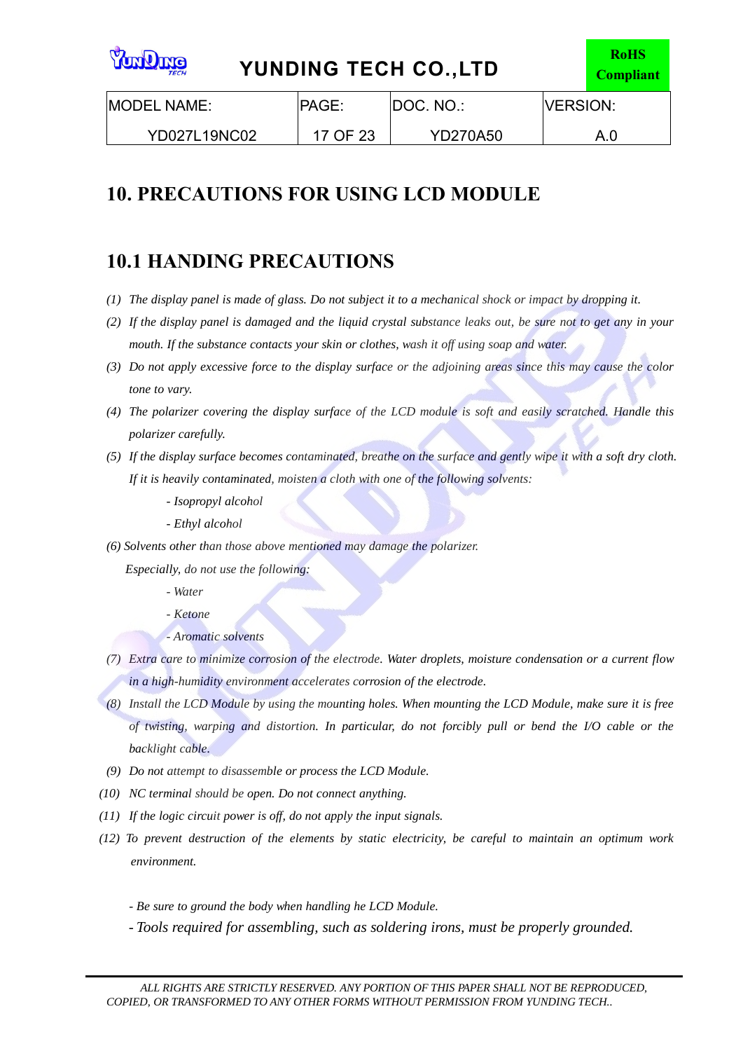# 10. PRECAUTIONS FOR USING LCD MODULE

## 10.1 HANDING PRECAUTIONS

(1) *The display panel is made of glass. Do not subject it to a mechanical shock or impact by dropping it.*

(2) *If the display panel is damaged and the liquid crystal substance leaks out, be sure not to get any in your mouth. If the substance contacts your skin or clothes, wash it off using soap and water.*

(3) *Do not apply excessive force to the display surface or the adjoining areas since this may cause the color tone to vary.*

(4) *The polarizer covering the display surface of the LCD module is soft and easily scratched. Handle this polarizer carefully.*

(5) *If the display surface becomes contaminated, breathe on the surface and gently wipe it with a soft dry cloth. If it is heavily contaminated, moisten a cloth with one of the following solvents:*

   *- Isopropyl alcohol*

   *- Ethyl alcohol*

(6) *Solvents other than those above mentioned may damage the polarizer.*

   *Especially, do not use the following:*

   *- Water*

   *- Ketone*

   *- Aromatic solvents*

(7) *Extra care to minimize corrosion of the electrode. Water droplets, moisture condensation or a current flow in a high-humidity environment accelerates corrosion of the electrode.*

(8) *Install the LCD Module by using the mounting holes. When mounting the LCD Module, make sure it is free of twisting, warping and distortion. In particular, do not forcibly pull or bend the I/O cable or the backlight cable.*

(9) *Do not attempt to disassemble or process the LCD Module.*

(10) *NC terminal should be open. Do not connect anything.*

(11) *If the logic circuit power is off, do not apply the input signals.*

(12) *To prevent destruction of the elements by static electricity, be careful to maintain an optimum work environment.*

   *- Be sure to ground the body when handling he LCD Module.*

   *- Tools required for assembling, such as soldering irons, must be properly grounded.*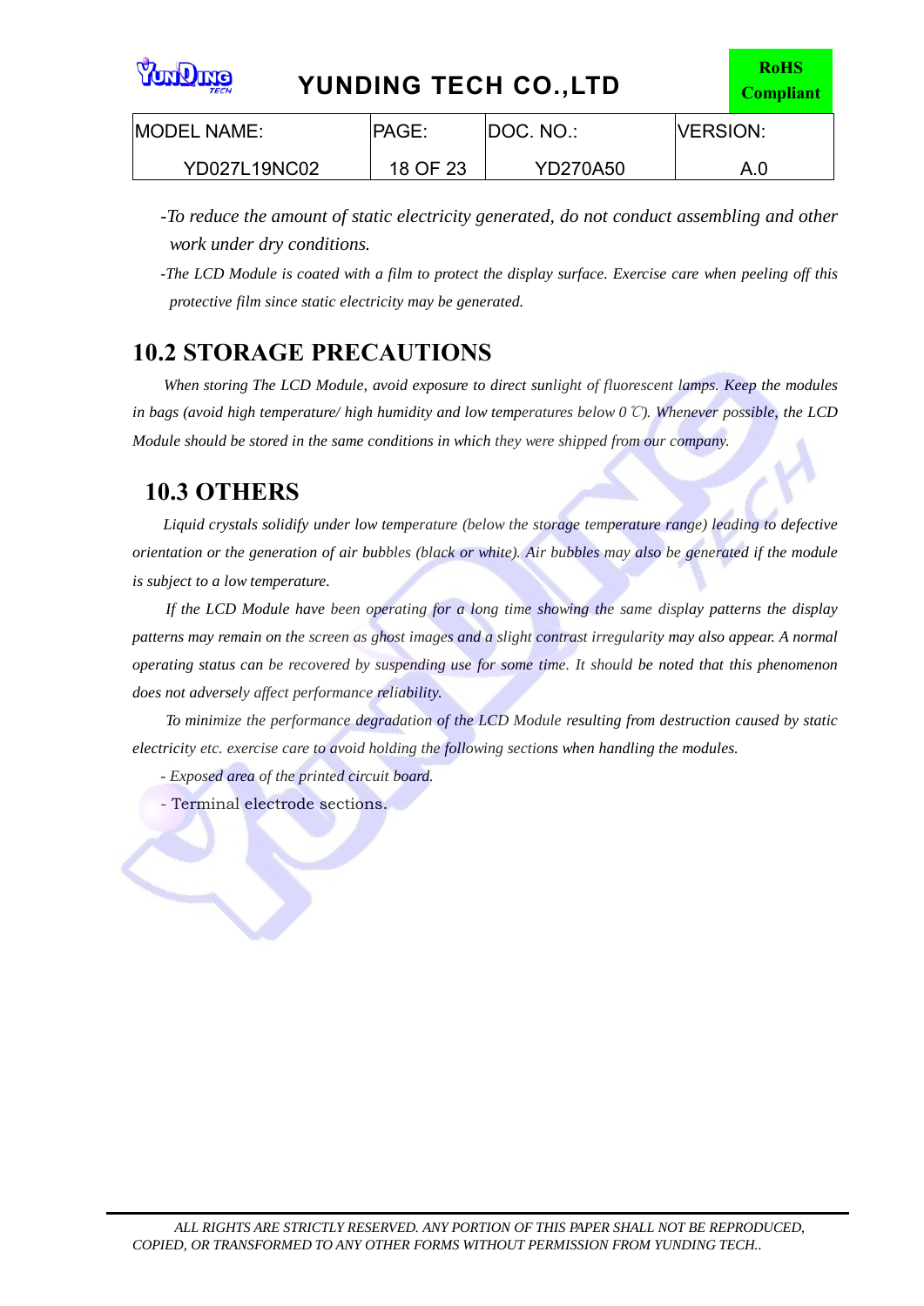*-To reduce the amount of static electricity generated, do not conduct assembling and other work under dry conditions.*

*-The LCD Module is coated with a film to protect the display surface. Exercise care when peeling off this protective film since static electricity may be generated.*

## 10.2 STORAGE PRECAUTIONS

*When storing The LCD Module, avoid exposure to direct sunlight of fluorescent lamps. Keep the modules in bags (avoid high temperature/ high humidity and low temperatures below 0 ℃). Whenever possible, the LCD Module should be stored in the same conditions in which they were shipped from our company.*

## 10.3 OTHERS

*Liquid crystals solidify under low temperature (below the storage temperature range) leading to defective orientation or the generation of air bubbles (black or white). Air bubbles may also be generated if the module is subject to a low temperature.*

*If the LCD Module have been operating for a long time showing the same display patterns the display patterns may remain on the screen as ghost images and a slight contrast irregularity may also appear. A normal operating status can be recovered by suspending use for some time. It should be noted that this phenomenon does not adversely affect performance reliability.*

*To minimize the performance degradation of the LCD Module resulting from destruction caused by static electricity etc. exercise care to avoid holding the following sections when handling the modules.*

*- Exposed area of the printed circuit board.*

- Terminal electrode sections.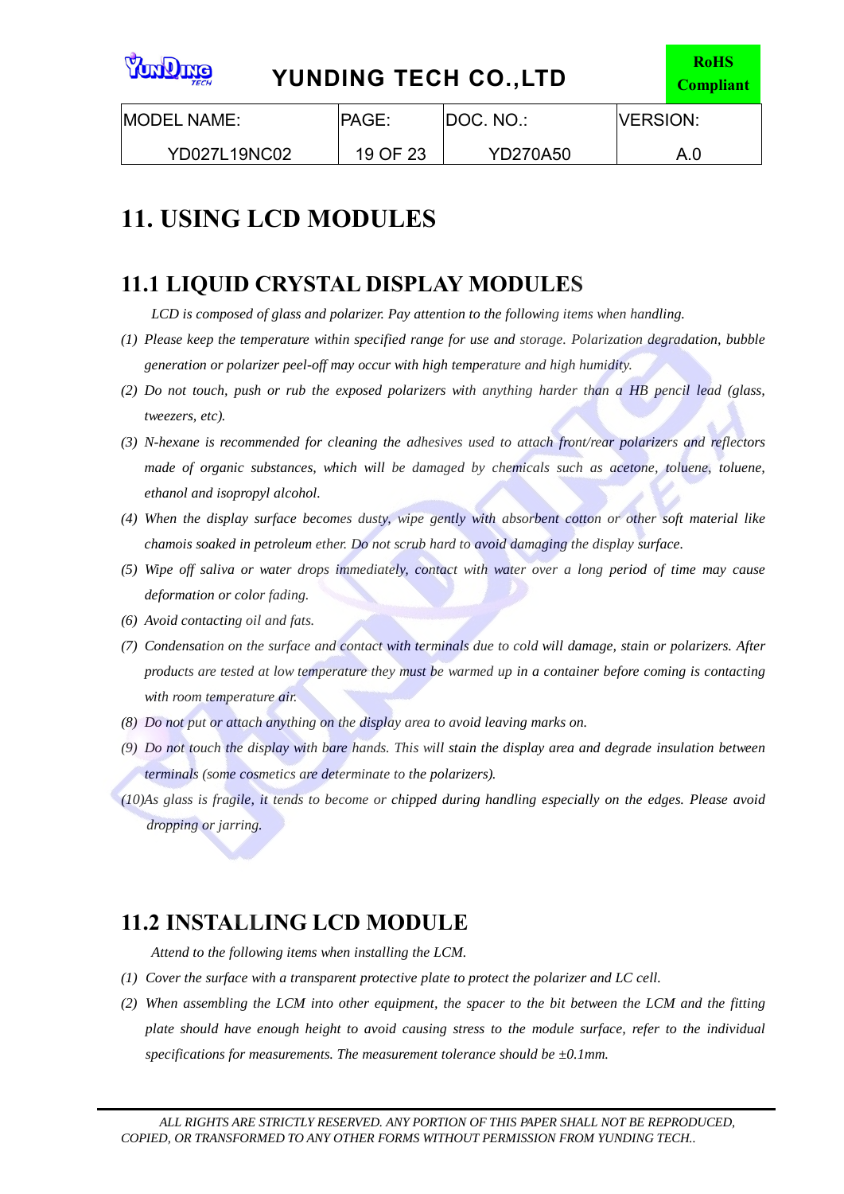# 11. USING LCD MODULES

## 11.1 LIQUID CRYSTAL DISPLAY MODULES

*LCD is composed of glass and polarizer. Pay attention to the following items when handling.*

*(1) Please keep the temperature within specified range for use and storage. Polarization degradation, bubble generation or polarizer peel-off may occur with high temperature and high humidity.*

*(2) Do not touch, push or rub the exposed polarizers with anything harder than a HB pencil lead (glass, tweezers, etc).*

*(3) N-hexane is recommended for cleaning the adhesives used to attach front/rear polarizers and reflectors made of organic substances, which will be damaged by chemicals such as acetone, toluene, toluene, ethanol and isopropyl alcohol.*

*(4) When the display surface becomes dusty, wipe gently with absorbent cotton or other soft material like chamois soaked in petroleum ether. Do not scrub hard to avoid damaging the display surface.*

*(5) Wipe off saliva or water drops immediately, contact with water over a long period of time may cause deformation or color fading.*

*(6) Avoid contacting oil and fats.*

*(7) Condensation on the surface and contact with terminals due to cold will damage, stain or polarizers. After products are tested at low temperature they must be warmed up in a container before coming is contacting with room temperature air.*

*(8) Do not put or attach anything on the display area to avoid leaving marks on.*

*(9) Do not touch the display with bare hands. This will stain the display area and degrade insulation between terminals (some cosmetics are determinate to the polarizers).*

*(10)As glass is fragile, it tends to become or chipped during handling especially on the edges. Please avoid dropping or jarring.*

## 11.2 INSTALLING LCD MODULE

*Attend to the following items when installing the LCM.*

*(1) Cover the surface with a transparent protective plate to protect the polarizer and LC cell.*

*(2) When assembling the LCM into other equipment, the spacer to the bit between the LCM and the fitting plate should have enough height to avoid causing stress to the module surface, refer to the individual specifications for measurements. The measurement tolerance should be ±0.1mm.*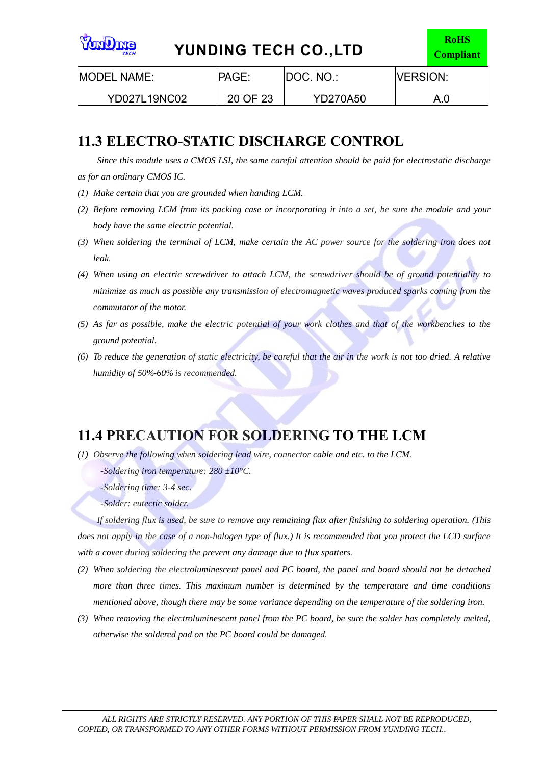## 11.3 ELECTRO-STATIC DISCHARGE CONTROL

*Since this module uses a CMOS LSI, the same careful attention should be paid for electrostatic discharge as for an ordinary CMOS IC.*

*(1) Make certain that you are grounded when handing LCM.*

*(2) Before removing LCM from its packing case or incorporating it into a set, be sure the module and your body have the same electric potential.*

*(3) When soldering the terminal of LCM, make certain the AC power source for the soldering iron does not leak.*

*(4) When using an electric screwdriver to attach LCM, the screwdriver should be of ground potentiality to minimize as much as possible any transmission of electromagnetic waves produced sparks coming from the commutator of the motor.*

*(5) As far as possible, make the electric potential of your work clothes and that of the workbenches to the ground potential.*

*(6) To reduce the generation of static electricity, be careful that the air in the work is not too dried. A relative humidity of 50%-60% is recommended.*

## 11.4 PRECAUTION FOR SOLDERING TO THE LCM

*(1) Observe the following when soldering lead wire, connector cable and etc. to the LCM.*

*-Soldering iron temperature: 280 ±10°C.*

*-Soldering time: 3-4 sec.*

*-Solder: eutectic solder.*

*If soldering flux is used, be sure to remove any remaining flux after finishing to soldering operation. (This does not apply in the case of a non-halogen type of flux.) It is recommended that you protect the LCD surface with a cover during soldering the prevent any damage due to flux spatters.*

*(2) When soldering the electroluminescent panel and PC board, the panel and board should not be detached more than three times. This maximum number is determined by the temperature and time conditions mentioned above, though there may be some variance depending on the temperature of the soldering iron.*

*(3) When removing the electroluminescent panel from the PC board, be sure the solder has completely melted, otherwise the soldered pad on the PC board could be damaged.*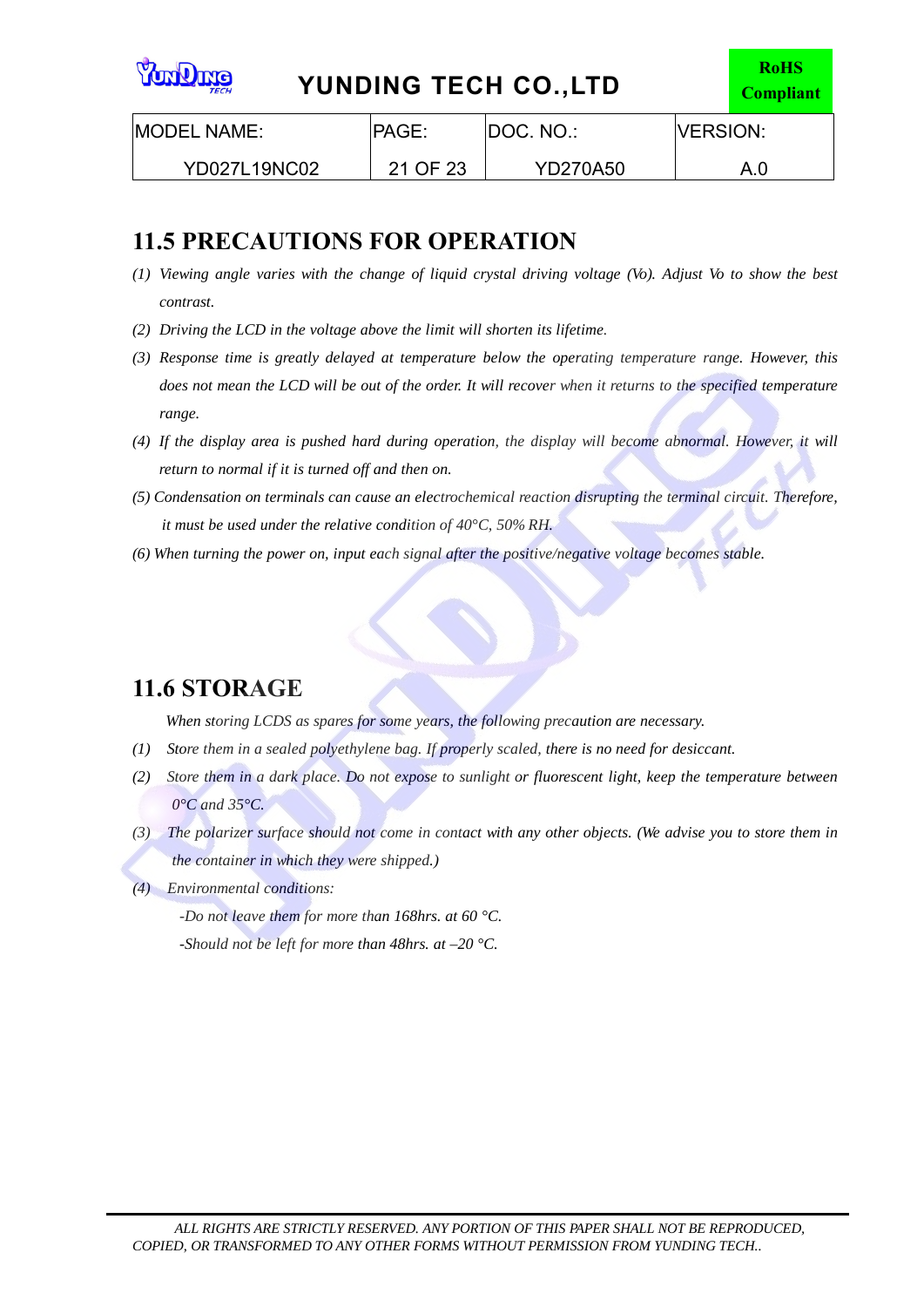## 11.5 PRECAUTIONS FOR OPERATION

*(1) Viewing angle varies with the change of liquid crystal driving voltage (Vo). Adjust Vo to show the best contrast.*

*(2) Driving the LCD in the voltage above the limit will shorten its lifetime.*

*(3) Response time is greatly delayed at temperature below the operating temperature range. However, this does not mean the LCD will be out of the order. It will recover when it returns to the specified temperature range.*

*(4) If the display area is pushed hard during operation, the display will become abnormal. However, it will return to normal if it is turned off and then on.*

*(5) Condensation on terminals can cause an electrochemical reaction disrupting the terminal circuit. Therefore, it must be used under the relative condition of 40°C, 50% RH.*

*(6) When turning the power on, input each signal after the positive/negative voltage becomes stable.*

## 11.6 STORAGE

*When storing LCDS as spares for some years, the following precaution are necessary.*

*(1) Store them in a sealed polyethylene bag. If properly scaled, there is no need for desiccant.*

*(2) Store them in a dark place. Do not expose to sunlight or fluorescent light, keep the temperature between 0°C and 35°C.*

*(3) The polarizer surface should not come in contact with any other objects. (We advise you to store them in the container in which they were shipped.)*

*(4) Environmental conditions:*

*-Do not leave them for more than 168hrs. at 60 °C.*

*-Should not be left for more than 48hrs. at –20 °C.*

*ALL RIGHTS ARE STRICTLY RESERVED. ANY PORTION OF THIS PAPER SHALL NOT BE REPRODUCED, COPIED, OR TRANSFORMED TO ANY OTHER FORMS WITHOUT PERMISSION FROM YUNDING TECH..*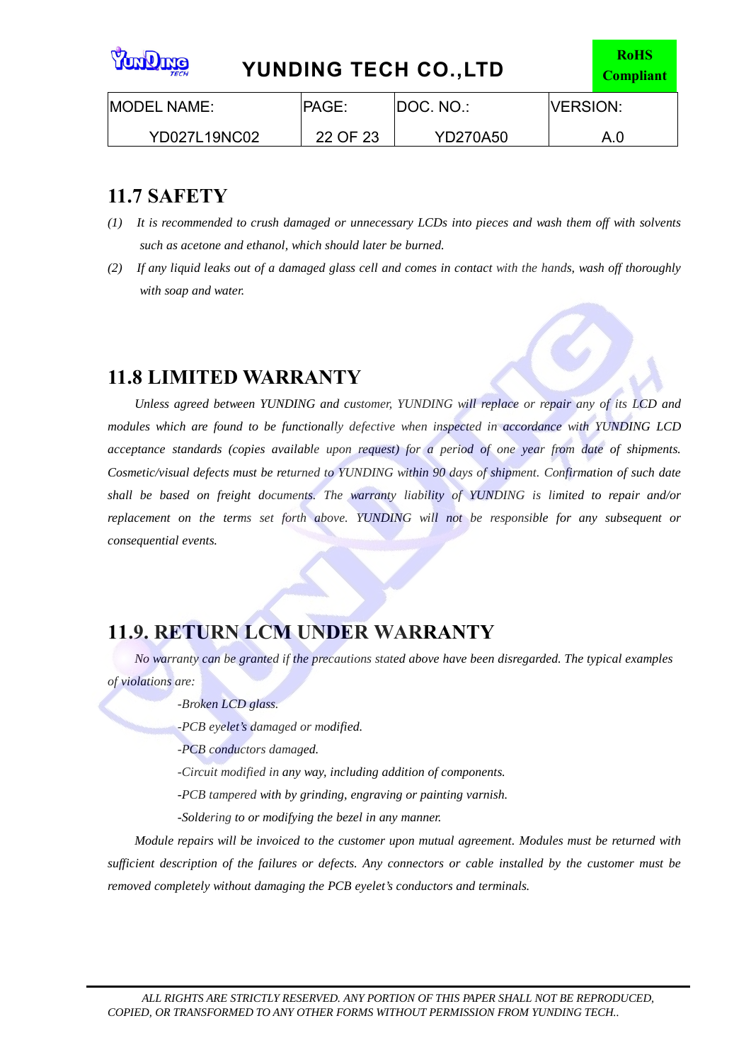## 11.7 SAFETY

*(1) It is recommended to crush damaged or unnecessary LCDs into pieces and wash them off with solvents such as acetone and ethanol, which should later be burned.*

*(2) If any liquid leaks out of a damaged glass cell and comes in contact with the hands, wash off thoroughly with soap and water.*

## 11.8 LIMITED WARRANTY

*Unless agreed between YUNDING and customer, YUNDING will replace or repair any of its LCD and modules which are found to be functionally defective when inspected in accordance with YUNDING LCD acceptance standards (copies available upon request) for a period of one year from date of shipments. Cosmetic/visual defects must be returned to YUNDING within 90 days of shipment. Confirmation of such date shall be based on freight documents. The warranty liability of YUNDING is limited to repair and/or replacement on the terms set forth above. YUNDING will not be responsible for any subsequent or consequential events.*

## 11.9. RETURN LCM UNDER WARRANTY

*No warranty can be granted if the precautions stated above have been disregarded. The typical examples of violations are:*

*-Broken LCD glass.*

*-PCB eyelet's damaged or modified.*

*-PCB conductors damaged.*

*-Circuit modified in any way, including addition of components.*

*-PCB tampered with by grinding, engraving or painting varnish.*

*-Soldering to or modifying the bezel in any manner.*

*Module repairs will be invoiced to the customer upon mutual agreement. Modules must be returned with sufficient description of the failures or defects. Any connectors or cable installed by the customer must be removed completely without damaging the PCB eyelet's conductors and terminals.*